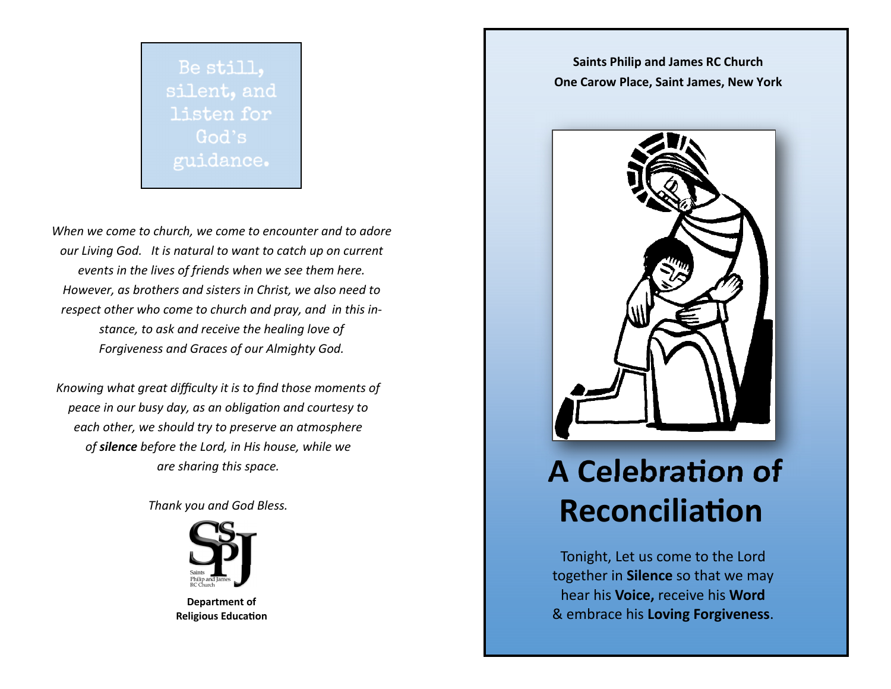Be still, silent, and listen for God's guidance.

*When we come to church, we come to encounter and to adore our Living God. It is natural to want to catch up on current events in the lives of friends when we see them here. However, as brothers and sisters in Christ, we also need to respect other who come to church and pray, and in this instance, to ask and receive the healing love of Forgiveness and Graces of our Almighty God.*

*Knowing what great difficulty it is to find those moments of peace in our busy day, as an obligation and courtesy to each other, we should try to preserve an atmosphere of* ***silence*** *before the Lord, in His house, while we are sharing this space.*

*Thank you and God Bless.*

SPJ
Saints Philip and James RC Church

**Department of Religious Education**

**Saints Philip and James RC Church**
**One Carow Place, Saint James, New York**

# A Celebration of Reconciliation

Tonight, Let us come to the Lord together in **Silence** so that we may hear his **Voice,** receive his **Word** & embrace his **Loving Forgiveness**.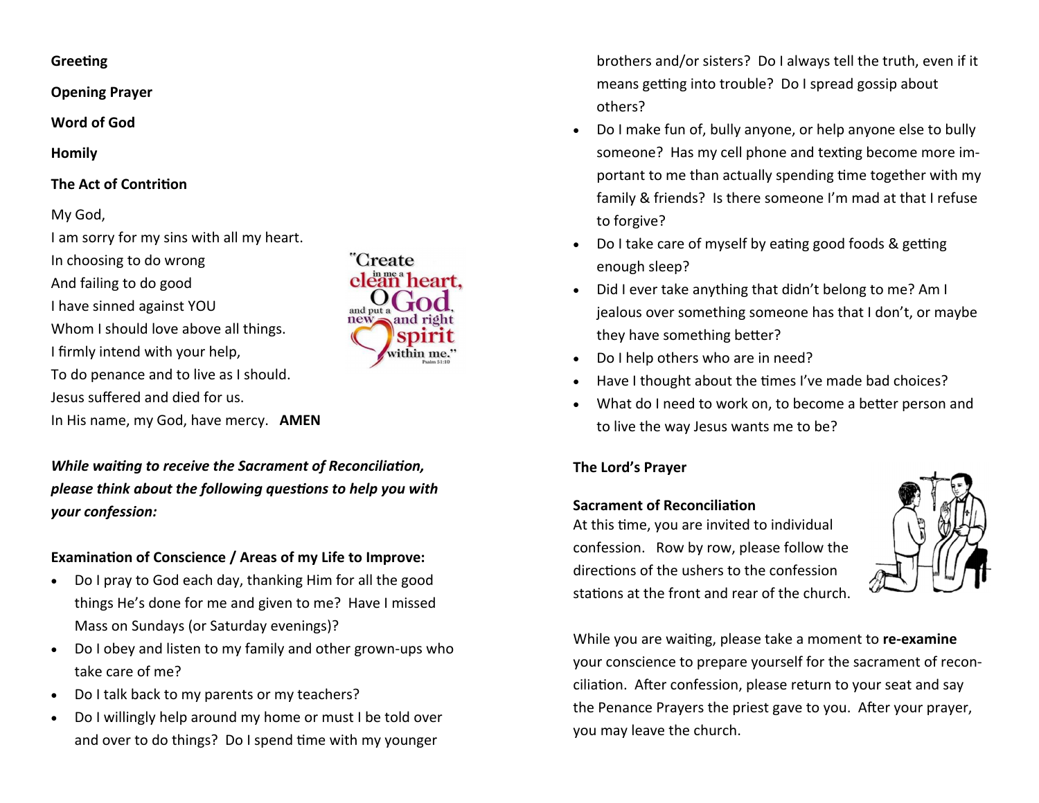**Greeting**

**Opening Prayer**

**Word of God**

**Homily**

**The Act of Contrition**

My God,
I am sorry for my sins with all my heart.
In choosing to do wrong
And failing to do good
I have sinned against YOU
Whom I should love above all things.
I firmly intend with your help,
To do penance and to live as I should.
Jesus suffered and died for us.
In His name, my God, have mercy. **AMEN**

"Create in me a clean heart, O God, and put a new and right spirit within me."
Psalm 51:10

***While waiting to receive the Sacrament of Reconciliation, please think about the following questions to help you with your confession:***

**Examination of Conscience / Areas of my Life to Improve:**

- Do I pray to God each day, thanking Him for all the good things He's done for me and given to me? Have I missed Mass on Sundays (or Saturday evenings)?
- Do I obey and listen to my family and other grown-ups who take care of me?
- Do I talk back to my parents or my teachers?
- Do I willingly help around my home or must I be told over and over to do things? Do I spend time with my younger brothers and/or sisters? Do I always tell the truth, even if it means getting into trouble? Do I spread gossip about others?
- Do I make fun of, bully anyone, or help anyone else to bully someone? Has my cell phone and texting become more important to me than actually spending time together with my family & friends? Is there someone I'm mad at that I refuse to forgive?
- Do I take care of myself by eating good foods & getting enough sleep?
- Did I ever take anything that didn't belong to me? Am I jealous over something someone has that I don't, or maybe they have something better?
- Do I help others who are in need?
- Have I thought about the times I've made bad choices?
- What do I need to work on, to become a better person and to live the way Jesus wants me to be?

**The Lord's Prayer**

**Sacrament of Reconciliation**
At this time, you are invited to individual confession. Row by row, please follow the directions of the ushers to the confession stations at the front and rear of the church.

While you are waiting, please take a moment to **re-examine** your conscience to prepare yourself for the sacrament of reconciliation. After confession, please return to your seat and say the Penance Prayers the priest gave to you. After your prayer, you may leave the church.